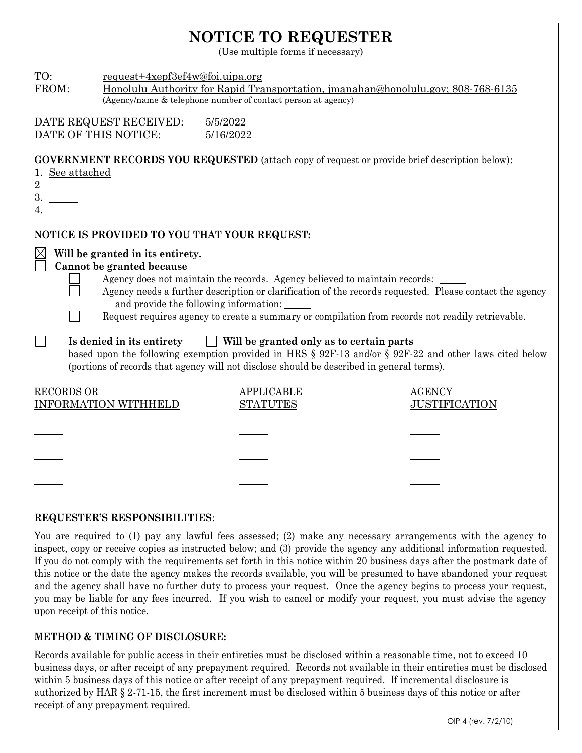# NOTICE TO REQUESTER

(Use multiple forms if necessary)

TO: request+4xepf3ef4w@foi.uipa.org

FROM: Honolulu Authority for Rapid Transportation, jmanahan@honolulu.gov; 808-768-6135
(Agency/name & telephone number of contact person at agency)

DATE REQUEST RECEIVED: 5/5/2022

DATE OF THIS NOTICE: 5/16/2022

**GOVERNMENT RECORDS YOU REQUESTED** (attach copy of request or provide brief description below):

1. See attached
2. ______
3. ______
4. ______

**NOTICE IS PROVIDED TO YOU THAT YOUR REQUEST:**

☒ **Will be granted in its entirety.**

☐ **Cannot be granted because**

- ☐ Agency does not maintain the records. Agency believed to maintain records: ______
- ☐ Agency needs a further description or clarification of the records requested. Please contact the agency and provide the following information: ______
- ☐ Request requires agency to create a summary or compilation from records not readily retrievable.

☐ **Is denied in its entirety** ☐ **Will be granted only as to certain parts**

based upon the following exemption provided in HRS § 92F-13 and/or § 92F-22 and other laws cited below (portions of records that agency will not disclose should be described in general terms).

| RECORDS OR INFORMATION WITHHELD | APPLICABLE STATUTES | AGENCY JUSTIFICATION |
|---|---|---|
| ______ | ______ | ______ |
| ______ | ______ | ______ |
| ______ | ______ | ______ |
| ______ | ______ | ______ |
| ______ | ______ | ______ |
| ______ | ______ | ______ |
| ______ | ______ | ______ |

**REQUESTER'S RESPONSIBILITIES**:

You are required to (1) pay any lawful fees assessed; (2) make any necessary arrangements with the agency to inspect, copy or receive copies as instructed below; and (3) provide the agency any additional information requested. If you do not comply with the requirements set forth in this notice within 20 business days after the postmark date of this notice or the date the agency makes the records available, you will be presumed to have abandoned your request and the agency shall have no further duty to process your request. Once the agency begins to process your request, you may be liable for any fees incurred. If you wish to cancel or modify your request, you must advise the agency upon receipt of this notice.

**METHOD & TIMING OF DISCLOSURE:**

Records available for public access in their entireties must be disclosed within a reasonable time, not to exceed 10 business days, or after receipt of any prepayment required. Records not available in their entireties must be disclosed within 5 business days of this notice or after receipt of any prepayment required. If incremental disclosure is authorized by HAR § 2-71-15, the first increment must be disclosed within 5 business days of this notice or after receipt of any prepayment required.

OIP 4 (rev. 7/2/10)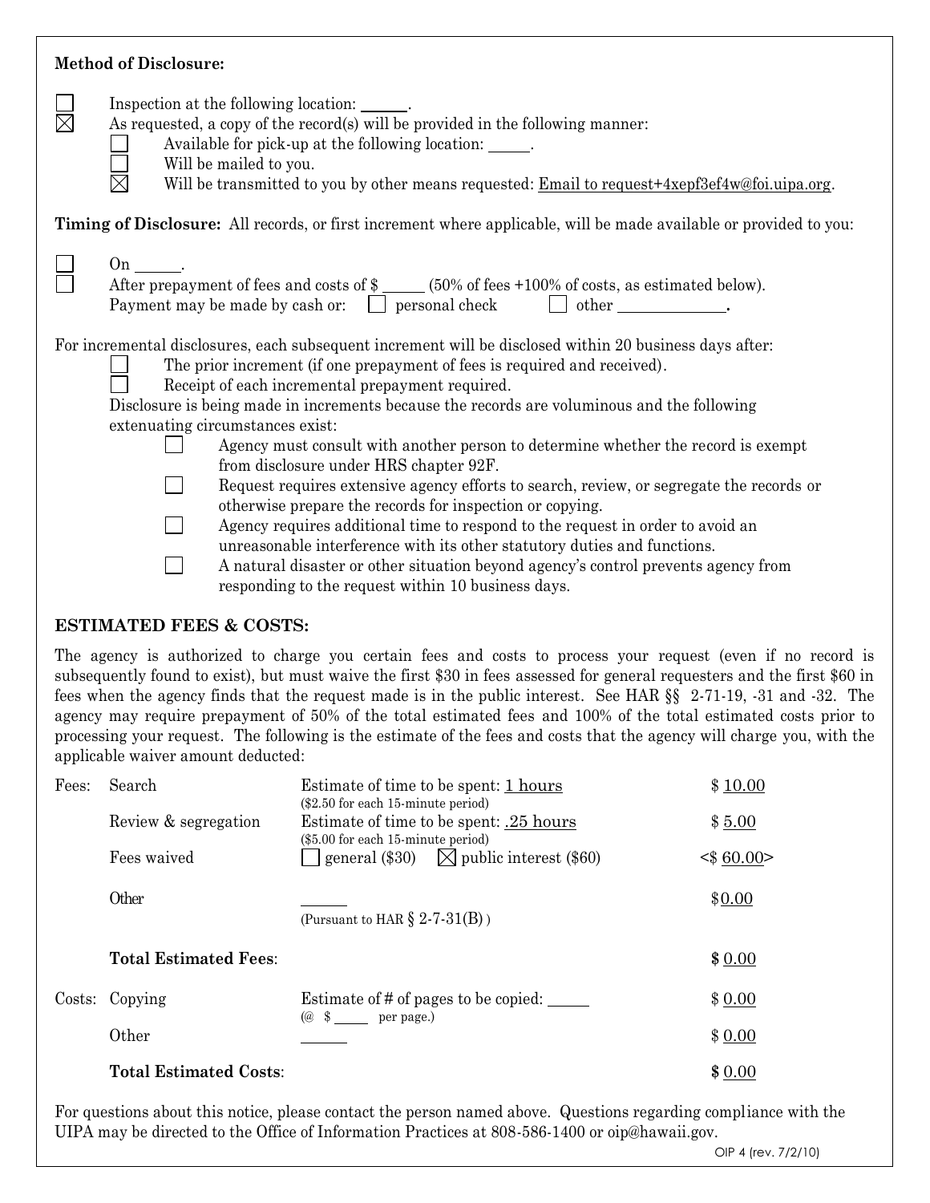**Method of Disclosure:**

- ☐ Inspection at the following location: ______.
- ☒ As requested, a copy of the record(s) will be provided in the following manner:
  - ☐ Available for pick-up at the following location: _____.
  - ☐ Will be mailed to you.
  - ☒ Will be transmitted to you by other means requested: Email to request+4xepf3ef4w@foi.uipa.org.

**Timing of Disclosure:** All records, or first increment where applicable, will be made available or provided to you:

- ☐ On ______.
- ☐ After prepayment of fees and costs of $ _____ (50% of fees +100% of costs, as estimated below). Payment may be made by cash or: ☐ personal check ☐ other _____________.

For incremental disclosures, each subsequent increment will be disclosed within 20 business days after:

- ☐ The prior increment (if one prepayment of fees is required and received).
- ☐ Receipt of each incremental prepayment required.

Disclosure is being made in increments because the records are voluminous and the following extenuating circumstances exist:

- ☐ Agency must consult with another person to determine whether the record is exempt from disclosure under HRS chapter 92F.
- ☐ Request requires extensive agency efforts to search, review, or segregate the records or otherwise prepare the records for inspection or copying.
- ☐ Agency requires additional time to respond to the request in order to avoid an unreasonable interference with its other statutory duties and functions.
- ☐ A natural disaster or other situation beyond agency's control prevents agency from responding to the request within 10 business days.

## ESTIMATED FEES & COSTS:

The agency is authorized to charge you certain fees and costs to process your request (even if no record is subsequently found to exist), but must waive the first $30 in fees assessed for general requesters and the first $60 in fees when the agency finds that the request made is in the public interest. See HAR §§ 2-71-19, -31 and -32. The agency may require prepayment of 50% of the total estimated fees and 100% of the total estimated costs prior to processing your request. The following is the estimate of the fees and costs that the agency will charge you, with the applicable waiver amount deducted:

| | | | |
|---|---|---|---|
| Fees: | Search | Estimate of time to be spent: 1 hours ($2.50 for each 15-minute period) | $ 10.00 |
| | Review & segregation | Estimate of time to be spent: .25 hours ($5.00 for each 15-minute period) | $ 5.00 |
| | Fees waived | ☐ general ($30) ☒ public interest ($60) | <$ 60.00> |
| | Other | ______ (Pursuant to HAR § 2-7-31(B) ) | $0.00 |
| | **Total Estimated Fees**: | | **$ 0.00** |
| Costs: | Copying | Estimate of # of pages to be copied: _____ (@ $ _____ per page.) | $ 0.00 |
| | Other | ______ | $ 0.00 |
| | **Total Estimated Costs**: | | **$ 0.00** |

For questions about this notice, please contact the person named above. Questions regarding compliance with the UIPA may be directed to the Office of Information Practices at 808-586-1400 or oip@hawaii.gov.

OIP 4 (rev. 7/2/10)